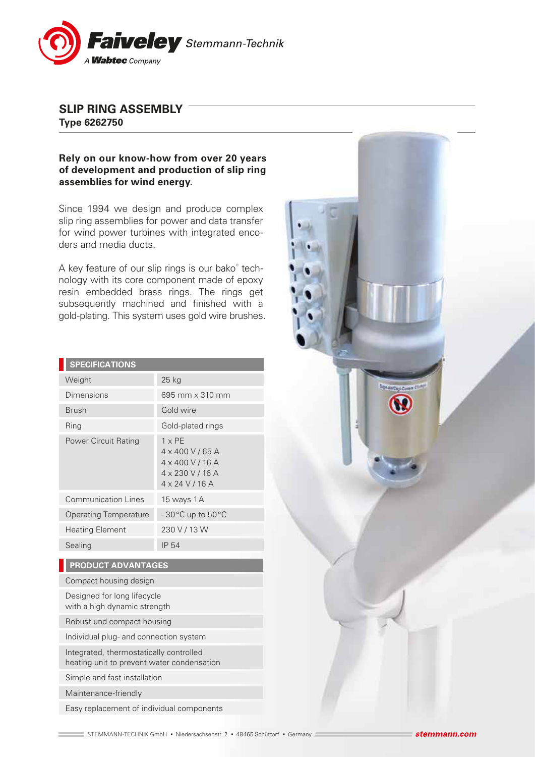# SLIP RING ASSEMBLY

**Type 6262750**

**Rely on our know-how from over 20 years of development and production of slip ring assemblies for wind energy.**

Since 1994 we design and produce complex slip ring assemblies for power and data transfer for wind power turbines with integrated encoders and media ducts.

A key feature of our slip rings is our bako® technology with its core component made of epoxy resin embedded brass rings. The rings get subsequently machined and finished with a gold-plating. This system uses gold wire brushes.

| SPECIFICATIONS | |
|---|---|
| Weight | 25 kg |
| Dimensions | 695 mm x 310 mm |
| Brush | Gold wire |
| Ring | Gold-plated rings |
| Power Circuit Rating | 1 x PE<br>4 x 400 V / 65 A<br>4 x 400 V / 16 A<br>4 x 230 V / 16 A<br>4 x 24 V / 16 A |
| Communication Lines | 15 ways 1 A |
| Operating Temperature | - 30 °C up to 50 °C |
| Heating Element | 230 V / 13 W |
| Sealing | IP 54 |

| PRODUCT ADVANTAGES |
|---|
| Compact housing design |
| Designed for long lifecycle with a high dynamic strength |
| Robust und compact housing |
| Individual plug- and connection system |
| Integrated, thermostatically controlled heating unit to prevent water condensation |
| Simple and fast installation |
| Maintenance-friendly |
| Easy replacement of individual components |

STEMMANN-TECHNIK GmbH • Niedersachsenstr. 2 • 48465 Schüttorf • Germany **stemmann.com**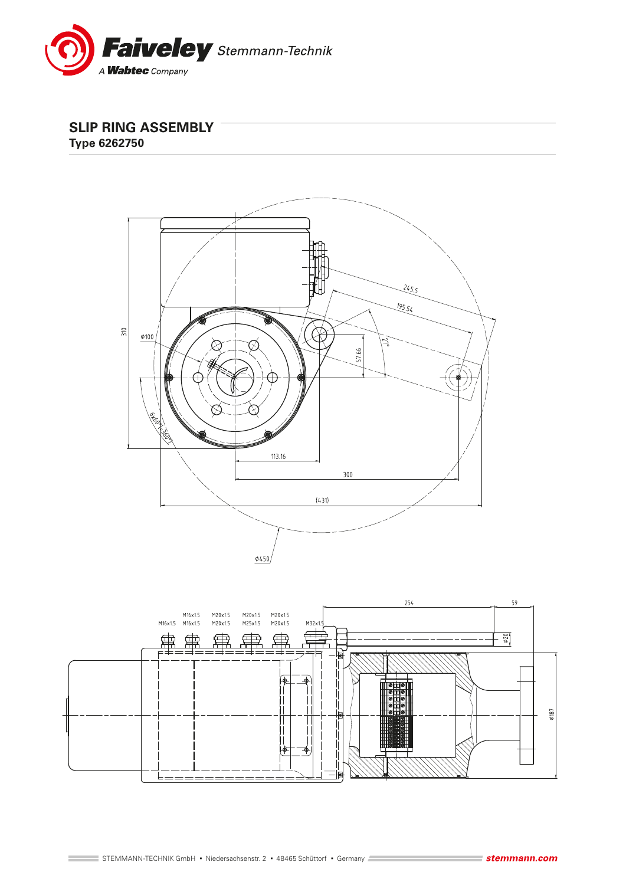## SLIP RING ASSEMBLY

**Type 6262750**

310

ϕ100

6x60°(=360°)

113.16

300

(431)

245.5

195.54

57.66

21°

ϕ450

M16x1.5 M16x1.5 M16x1.5 M20x1.5 M20x1.5 M20x1.5 M25x1.5 M20x1.5 M20x1.5 M32x1.5

254

59

ϕ20

ϕ187

STEMMANN-TECHNIK GmbH • Niedersachsenstr. 2 • 48465 Schüttorf • Germany **stemmann.com**